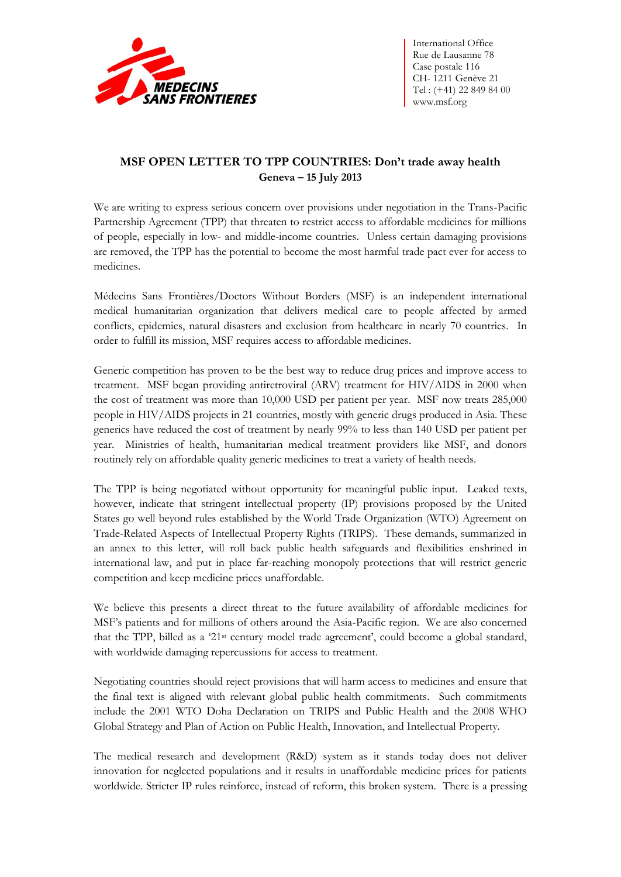MEDECINS SANS FRONTIERES

International Office
Rue de Lausanne 78
Case postale 116
CH- 1211 Genève 21
Tel : (+41) 22 849 84 00
www.msf.org

## MSF OPEN LETTER TO TPP COUNTRIES: Don't trade away health

**Geneva – 15 July 2013**

We are writing to express serious concern over provisions under negotiation in the Trans-Pacific Partnership Agreement (TPP) that threaten to restrict access to affordable medicines for millions of people, especially in low- and middle-income countries. Unless certain damaging provisions are removed, the TPP has the potential to become the most harmful trade pact ever for access to medicines.

Médecins Sans Frontières/Doctors Without Borders (MSF) is an independent international medical humanitarian organization that delivers medical care to people affected by armed conflicts, epidemics, natural disasters and exclusion from healthcare in nearly 70 countries. In order to fulfill its mission, MSF requires access to affordable medicines.

Generic competition has proven to be the best way to reduce drug prices and improve access to treatment. MSF began providing antiretroviral (ARV) treatment for HIV/AIDS in 2000 when the cost of treatment was more than 10,000 USD per patient per year. MSF now treats 285,000 people in HIV/AIDS projects in 21 countries, mostly with generic drugs produced in Asia. These generics have reduced the cost of treatment by nearly 99% to less than 140 USD per patient per year. Ministries of health, humanitarian medical treatment providers like MSF, and donors routinely rely on affordable quality generic medicines to treat a variety of health needs.

The TPP is being negotiated without opportunity for meaningful public input. Leaked texts, however, indicate that stringent intellectual property (IP) provisions proposed by the United States go well beyond rules established by the World Trade Organization (WTO) Agreement on Trade-Related Aspects of Intellectual Property Rights (TRIPS). These demands, summarized in an annex to this letter, will roll back public health safeguards and flexibilities enshrined in international law, and put in place far-reaching monopoly protections that will restrict generic competition and keep medicine prices unaffordable.

We believe this presents a direct threat to the future availability of affordable medicines for MSF's patients and for millions of others around the Asia-Pacific region. We are also concerned that the TPP, billed as a '21st century model trade agreement', could become a global standard, with worldwide damaging repercussions for access to treatment.

Negotiating countries should reject provisions that will harm access to medicines and ensure that the final text is aligned with relevant global public health commitments. Such commitments include the 2001 WTO Doha Declaration on TRIPS and Public Health and the 2008 WHO Global Strategy and Plan of Action on Public Health, Innovation, and Intellectual Property.

The medical research and development (R&D) system as it stands today does not deliver innovation for neglected populations and it results in unaffordable medicine prices for patients worldwide. Stricter IP rules reinforce, instead of reform, this broken system. There is a pressing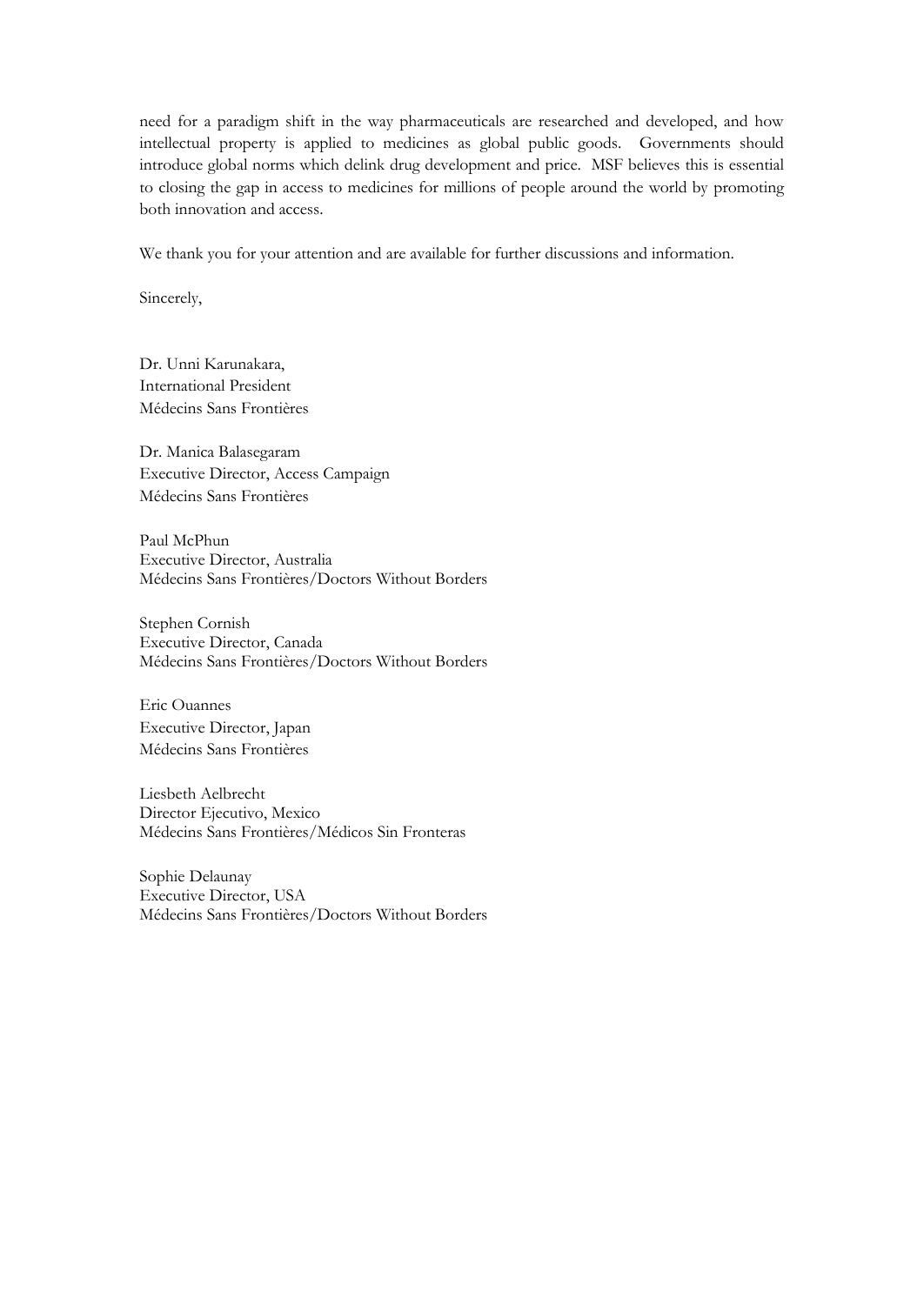need for a paradigm shift in the way pharmaceuticals are researched and developed, and how intellectual property is applied to medicines as global public goods. Governments should introduce global norms which delink drug development and price. MSF believes this is essential to closing the gap in access to medicines for millions of people around the world by promoting both innovation and access.

We thank you for your attention and are available for further discussions and information.

Sincerely,

Dr. Unni Karunakara,
International President
Médecins Sans Frontières

Dr. Manica Balasegaram
Executive Director, Access Campaign
Médecins Sans Frontières

Paul McPhun
Executive Director, Australia
Médecins Sans Frontières/Doctors Without Borders

Stephen Cornish
Executive Director, Canada
Médecins Sans Frontières/Doctors Without Borders

Eric Ouannes
Executive Director, Japan
Médecins Sans Frontières

Liesbeth Aelbrecht
Director Ejecutivo, Mexico
Médecins Sans Frontières/Médicos Sin Fronteras

Sophie Delaunay
Executive Director, USA
Médecins Sans Frontières/Doctors Without Borders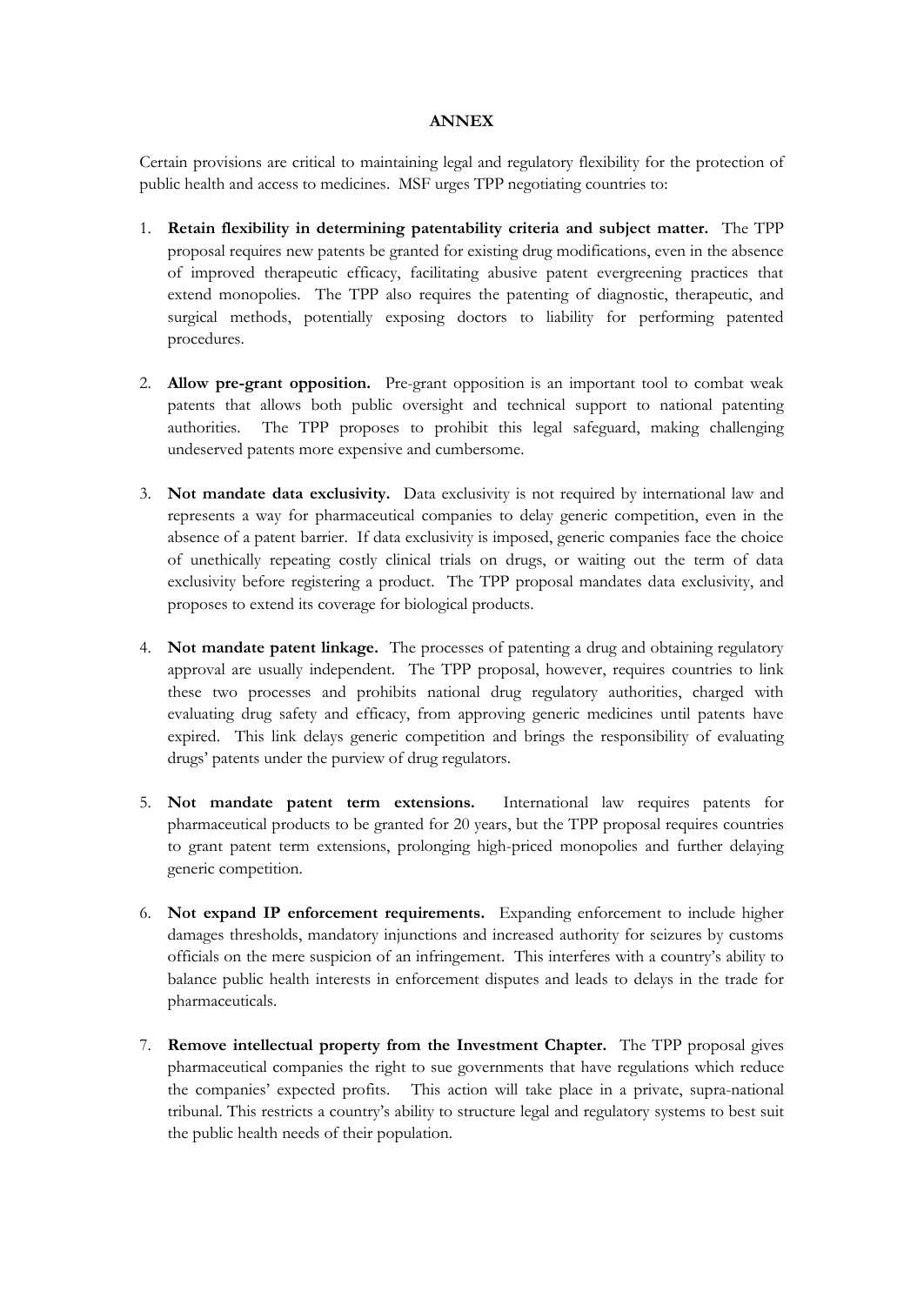**ANNEX**

Certain provisions are critical to maintaining legal and regulatory flexibility for the protection of public health and access to medicines. MSF urges TPP negotiating countries to:

1. **Retain flexibility in determining patentability criteria and subject matter.** The TPP proposal requires new patents be granted for existing drug modifications, even in the absence of improved therapeutic efficacy, facilitating abusive patent evergreening practices that extend monopolies. The TPP also requires the patenting of diagnostic, therapeutic, and surgical methods, potentially exposing doctors to liability for performing patented procedures.

2. **Allow pre-grant opposition.** Pre-grant opposition is an important tool to combat weak patents that allows both public oversight and technical support to national patenting authorities. The TPP proposes to prohibit this legal safeguard, making challenging undeserved patents more expensive and cumbersome.

3. **Not mandate data exclusivity.** Data exclusivity is not required by international law and represents a way for pharmaceutical companies to delay generic competition, even in the absence of a patent barrier. If data exclusivity is imposed, generic companies face the choice of unethically repeating costly clinical trials on drugs, or waiting out the term of data exclusivity before registering a product. The TPP proposal mandates data exclusivity, and proposes to extend its coverage for biological products.

4. **Not mandate patent linkage.** The processes of patenting a drug and obtaining regulatory approval are usually independent. The TPP proposal, however, requires countries to link these two processes and prohibits national drug regulatory authorities, charged with evaluating drug safety and efficacy, from approving generic medicines until patents have expired. This link delays generic competition and brings the responsibility of evaluating drugs' patents under the purview of drug regulators.

5. **Not mandate patent term extensions.** International law requires patents for pharmaceutical products to be granted for 20 years, but the TPP proposal requires countries to grant patent term extensions, prolonging high-priced monopolies and further delaying generic competition.

6. **Not expand IP enforcement requirements.** Expanding enforcement to include higher damages thresholds, mandatory injunctions and increased authority for seizures by customs officials on the mere suspicion of an infringement. This interferes with a country's ability to balance public health interests in enforcement disputes and leads to delays in the trade for pharmaceuticals.

7. **Remove intellectual property from the Investment Chapter.** The TPP proposal gives pharmaceutical companies the right to sue governments that have regulations which reduce the companies' expected profits. This action will take place in a private, supra-national tribunal. This restricts a country's ability to structure legal and regulatory systems to best suit the public health needs of their population.